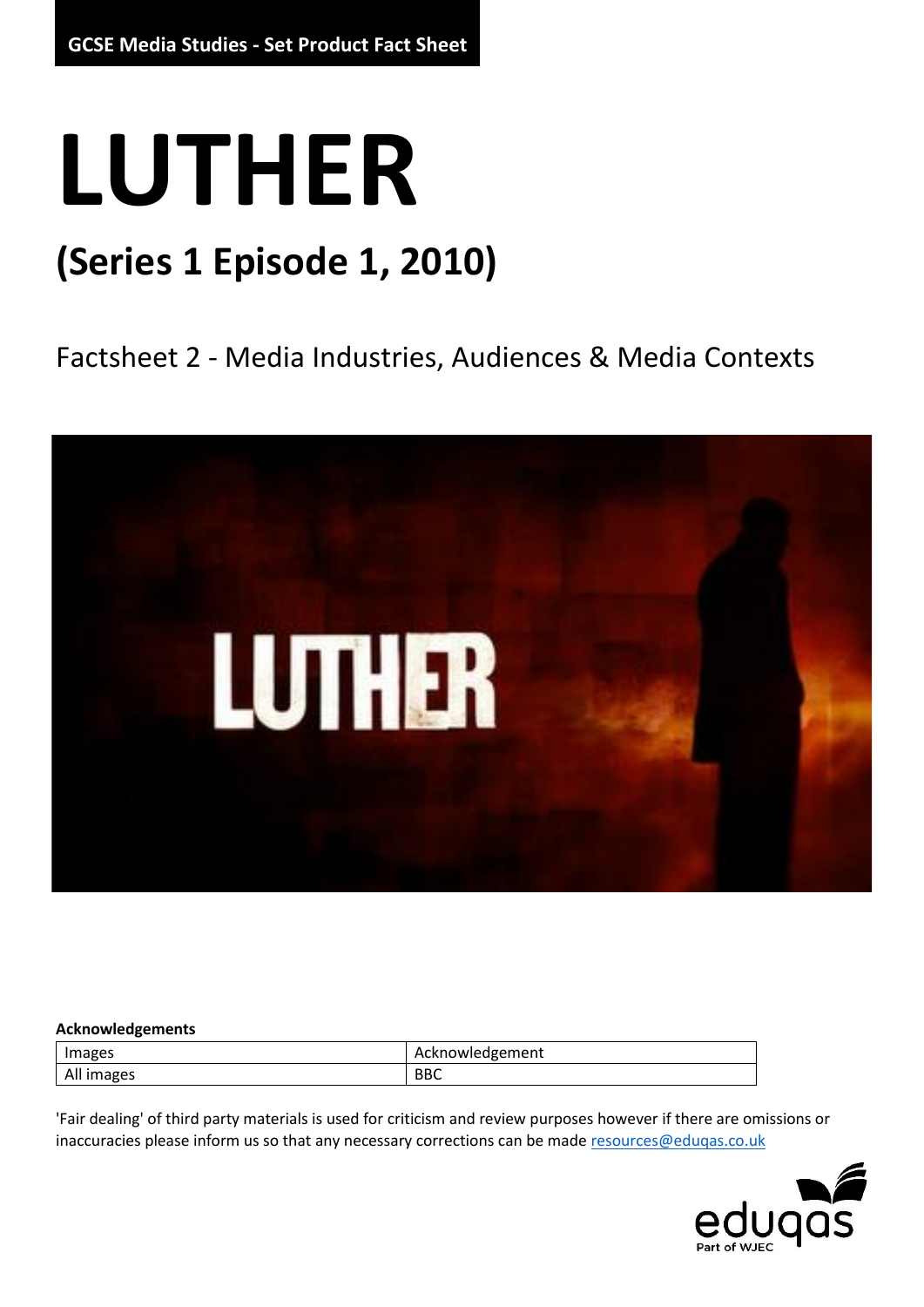GCSE Media Studies - Set Product Fact Sheet

# LUTHER

## (Series 1 Episode 1, 2010)

Factsheet 2 - Media Industries, Audiences & Media Contexts

**Acknowledgements**

| Images | Acknowledgement |
| --- | --- |
| All images | BBC |

'Fair dealing' of third party materials is used for criticism and review purposes however if there are omissions or inaccuracies please inform us so that any necessary corrections can be made resources@eduqas.co.uk

eduqas
Part of WJEC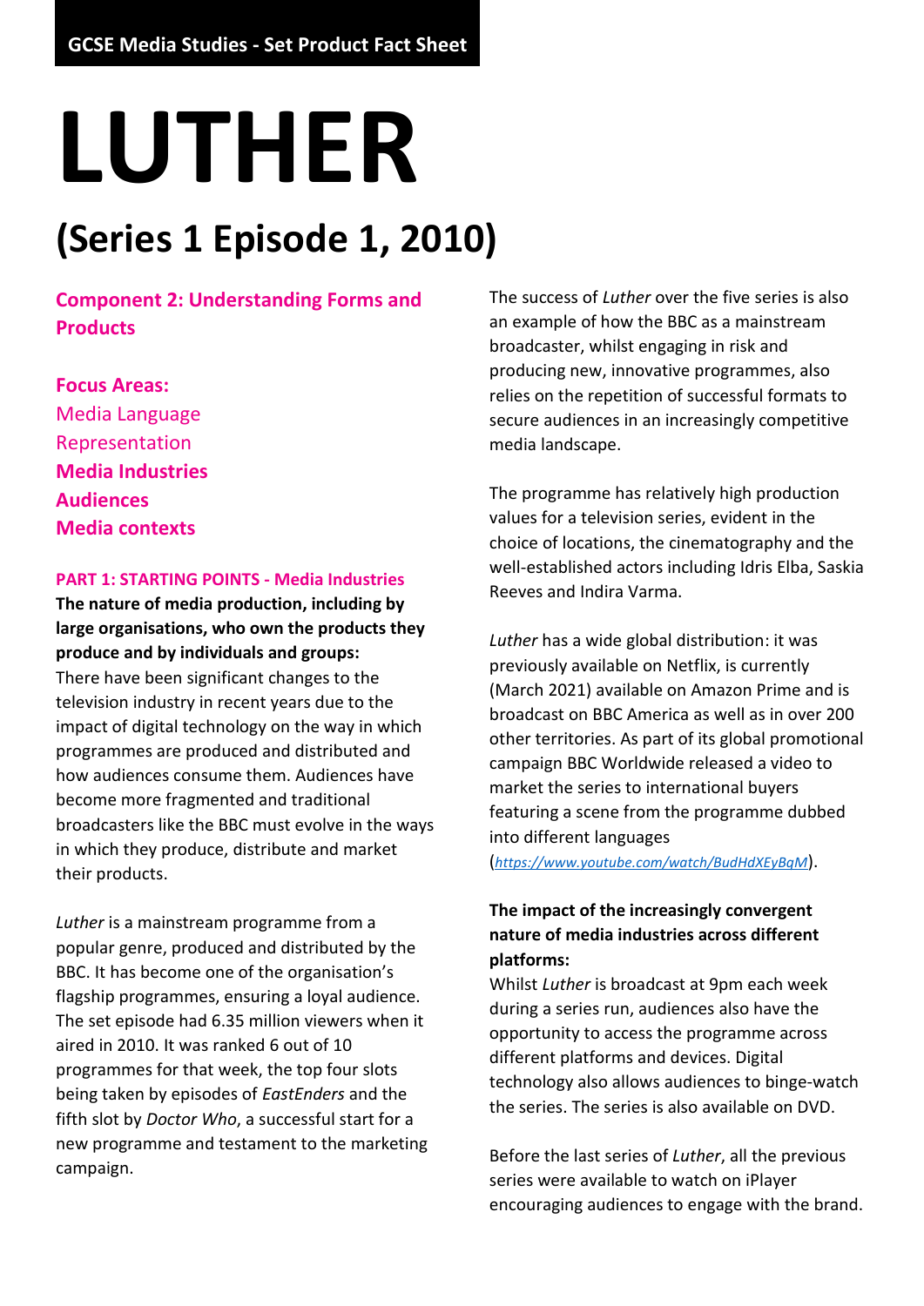**GCSE Media Studies - Set Product Fact Sheet**

# LUTHER

## (Series 1 Episode 1, 2010)

**Component 2: Understanding Forms and Products**

**Focus Areas:**
Media Language
Representation
**Media Industries**
**Audiences**
**Media contexts**

**PART 1: STARTING POINTS - Media Industries**

**The nature of media production, including by large organisations, who own the products they produce and by individuals and groups:**
There have been significant changes to the television industry in recent years due to the impact of digital technology on the way in which programmes are produced and distributed and how audiences consume them. Audiences have become more fragmented and traditional broadcasters like the BBC must evolve in the ways in which they produce, distribute and market their products.

*Luther* is a mainstream programme from a popular genre, produced and distributed by the BBC. It has become one of the organisation's flagship programmes, ensuring a loyal audience. The set episode had 6.35 million viewers when it aired in 2010. It was ranked 6 out of 10 programmes for that week, the top four slots being taken by episodes of *EastEnders* and the fifth slot by *Doctor Who*, a successful start for a new programme and testament to the marketing campaign.

The success of *Luther* over the five series is also an example of how the BBC as a mainstream broadcaster, whilst engaging in risk and producing new, innovative programmes, also relies on the repetition of successful formats to secure audiences in an increasingly competitive media landscape.

The programme has relatively high production values for a television series, evident in the choice of locations, the cinematography and the well-established actors including Idris Elba, Saskia Reeves and Indira Varma.

*Luther* has a wide global distribution: it was previously available on Netflix, is currently (March 2021) available on Amazon Prime and is broadcast on BBC America as well as in over 200 other territories. As part of its global promotional campaign BBC Worldwide released a video to market the series to international buyers featuring a scene from the programme dubbed into different languages (*https://www.youtube.com/watch/BudHdXEyBqM*).

**The impact of the increasingly convergent nature of media industries across different platforms:**
Whilst *Luther* is broadcast at 9pm each week during a series run, audiences also have the opportunity to access the programme across different platforms and devices. Digital technology also allows audiences to binge-watch the series. The series is also available on DVD.

Before the last series of *Luther*, all the previous series were available to watch on iPlayer encouraging audiences to engage with the brand.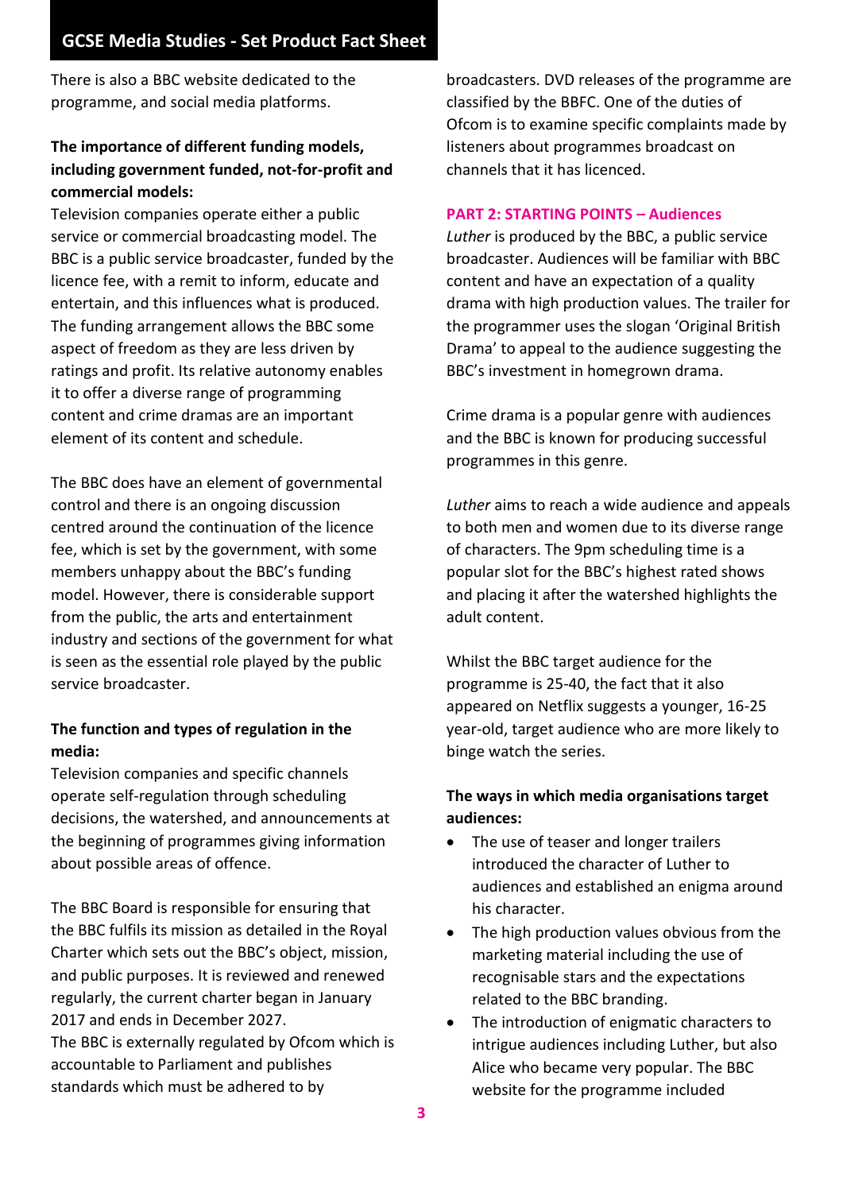There is also a BBC website dedicated to the programme, and social media platforms.

**The importance of different funding models, including government funded, not-for-profit and commercial models:**

Television companies operate either a public service or commercial broadcasting model. The BBC is a public service broadcaster, funded by the licence fee, with a remit to inform, educate and entertain, and this influences what is produced. The funding arrangement allows the BBC some aspect of freedom as they are less driven by ratings and profit. Its relative autonomy enables it to offer a diverse range of programming content and crime dramas are an important element of its content and schedule.

The BBC does have an element of governmental control and there is an ongoing discussion centred around the continuation of the licence fee, which is set by the government, with some members unhappy about the BBC's funding model. However, there is considerable support from the public, the arts and entertainment industry and sections of the government for what is seen as the essential role played by the public service broadcaster.

**The function and types of regulation in the media:**

Television companies and specific channels operate self-regulation through scheduling decisions, the watershed, and announcements at the beginning of programmes giving information about possible areas of offence.

The BBC Board is responsible for ensuring that the BBC fulfils its mission as detailed in the Royal Charter which sets out the BBC's object, mission, and public purposes. It is reviewed and renewed regularly, the current charter began in January 2017 and ends in December 2027.

The BBC is externally regulated by Ofcom which is accountable to Parliament and publishes standards which must be adhered to by broadcasters. DVD releases of the programme are classified by the BBFC. One of the duties of Ofcom is to examine specific complaints made by listeners about programmes broadcast on channels that it has licenced.

## PART 2: STARTING POINTS – Audiences

*Luther* is produced by the BBC, a public service broadcaster. Audiences will be familiar with BBC content and have an expectation of a quality drama with high production values. The trailer for the programmer uses the slogan 'Original British Drama' to appeal to the audience suggesting the BBC's investment in homegrown drama.

Crime drama is a popular genre with audiences and the BBC is known for producing successful programmes in this genre.

*Luther* aims to reach a wide audience and appeals to both men and women due to its diverse range of characters. The 9pm scheduling time is a popular slot for the BBC's highest rated shows and placing it after the watershed highlights the adult content.

Whilst the BBC target audience for the programme is 25-40, the fact that it also appeared on Netflix suggests a younger, 16-25 year-old, target audience who are more likely to binge watch the series.

**The ways in which media organisations target audiences:**

- The use of teaser and longer trailers introduced the character of Luther to audiences and established an enigma around his character.
- The high production values obvious from the marketing material including the use of recognisable stars and the expectations related to the BBC branding.
- The introduction of enigmatic characters to intrigue audiences including Luther, but also Alice who became very popular. The BBC website for the programme included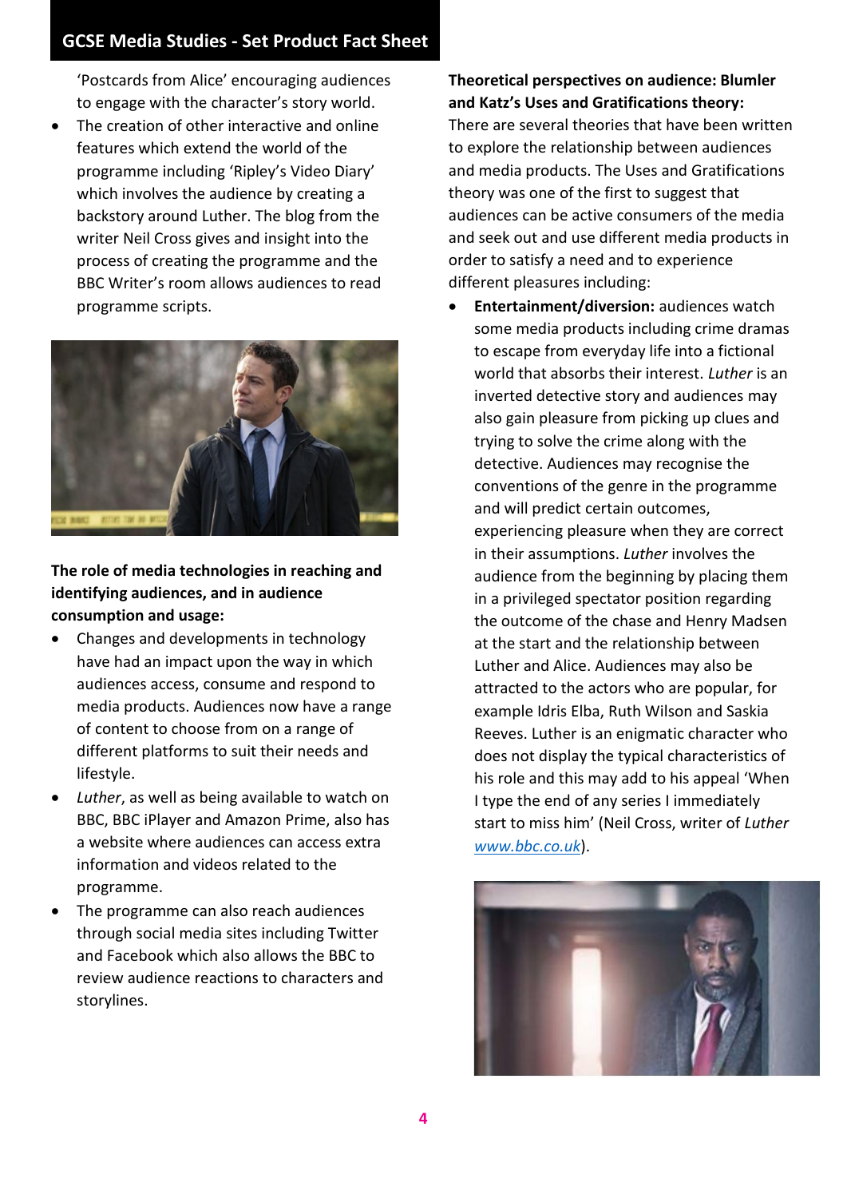'Postcards from Alice' encouraging audiences to engage with the character's story world.

- The creation of other interactive and online features which extend the world of the programme including 'Ripley's Video Diary' which involves the audience by creating a backstory around Luther. The blog from the writer Neil Cross gives and insight into the process of creating the programme and the BBC Writer's room allows audiences to read programme scripts.

**The role of media technologies in reaching and identifying audiences, and in audience consumption and usage:**

- Changes and developments in technology have had an impact upon the way in which audiences access, consume and respond to media products. Audiences now have a range of content to choose from on a range of different platforms to suit their needs and lifestyle.
- *Luther*, as well as being available to watch on BBC, BBC iPlayer and Amazon Prime, also has a website where audiences can access extra information and videos related to the programme.
- The programme can also reach audiences through social media sites including Twitter and Facebook which also allows the BBC to review audience reactions to characters and storylines.

**Theoretical perspectives on audience: Blumler and Katz's Uses and Gratifications theory:**

There are several theories that have been written to explore the relationship between audiences and media products. The Uses and Gratifications theory was one of the first to suggest that audiences can be active consumers of the media and seek out and use different media products in order to satisfy a need and to experience different pleasures including:

- **Entertainment/diversion:** audiences watch some media products including crime dramas to escape from everyday life into a fictional world that absorbs their interest. *Luther* is an inverted detective story and audiences may also gain pleasure from picking up clues and trying to solve the crime along with the detective. Audiences may recognise the conventions of the genre in the programme and will predict certain outcomes, experiencing pleasure when they are correct in their assumptions. *Luther* involves the audience from the beginning by placing them in a privileged spectator position regarding the outcome of the chase and Henry Madsen at the start and the relationship between Luther and Alice. Audiences may also be attracted to the actors who are popular, for example Idris Elba, Ruth Wilson and Saskia Reeves. Luther is an enigmatic character who does not display the typical characteristics of his role and this may add to his appeal 'When I type the end of any series I immediately start to miss him' (Neil Cross, writer of *Luther* *www.bbc.co.uk*).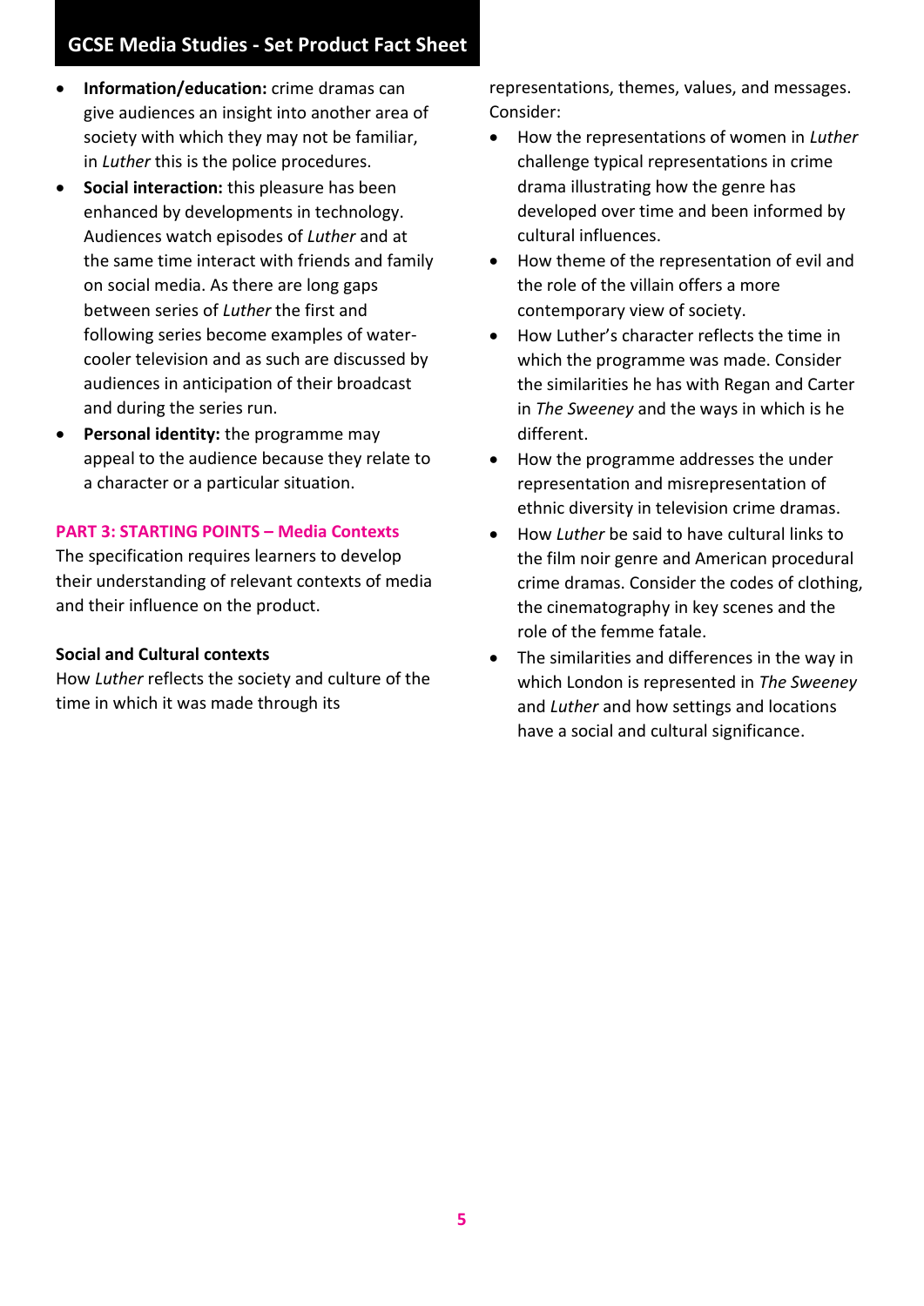- **Information/education:** crime dramas can give audiences an insight into another area of society with which they may not be familiar, in *Luther* this is the police procedures.
- **Social interaction:** this pleasure has been enhanced by developments in technology. Audiences watch episodes of *Luther* and at the same time interact with friends and family on social media. As there are long gaps between series of *Luther* the first and following series become examples of water-cooler television and as such are discussed by audiences in anticipation of their broadcast and during the series run.
- **Personal identity:** the programme may appeal to the audience because they relate to a character or a particular situation.

## PART 3: STARTING POINTS – Media Contexts

The specification requires learners to develop their understanding of relevant contexts of media and their influence on the product.

### Social and Cultural contexts

How *Luther* reflects the society and culture of the time in which it was made through its representations, themes, values, and messages. Consider:

- How the representations of women in *Luther* challenge typical representations in crime drama illustrating how the genre has developed over time and been informed by cultural influences.
- How theme of the representation of evil and the role of the villain offers a more contemporary view of society.
- How Luther's character reflects the time in which the programme was made. Consider the similarities he has with Regan and Carter in *The Sweeney* and the ways in which is he different.
- How the programme addresses the under representation and misrepresentation of ethnic diversity in television crime dramas.
- How *Luther* be said to have cultural links to the film noir genre and American procedural crime dramas. Consider the codes of clothing, the cinematography in key scenes and the role of the femme fatale.
- The similarities and differences in the way in which London is represented in *The Sweeney* and *Luther* and how settings and locations have a social and cultural significance.